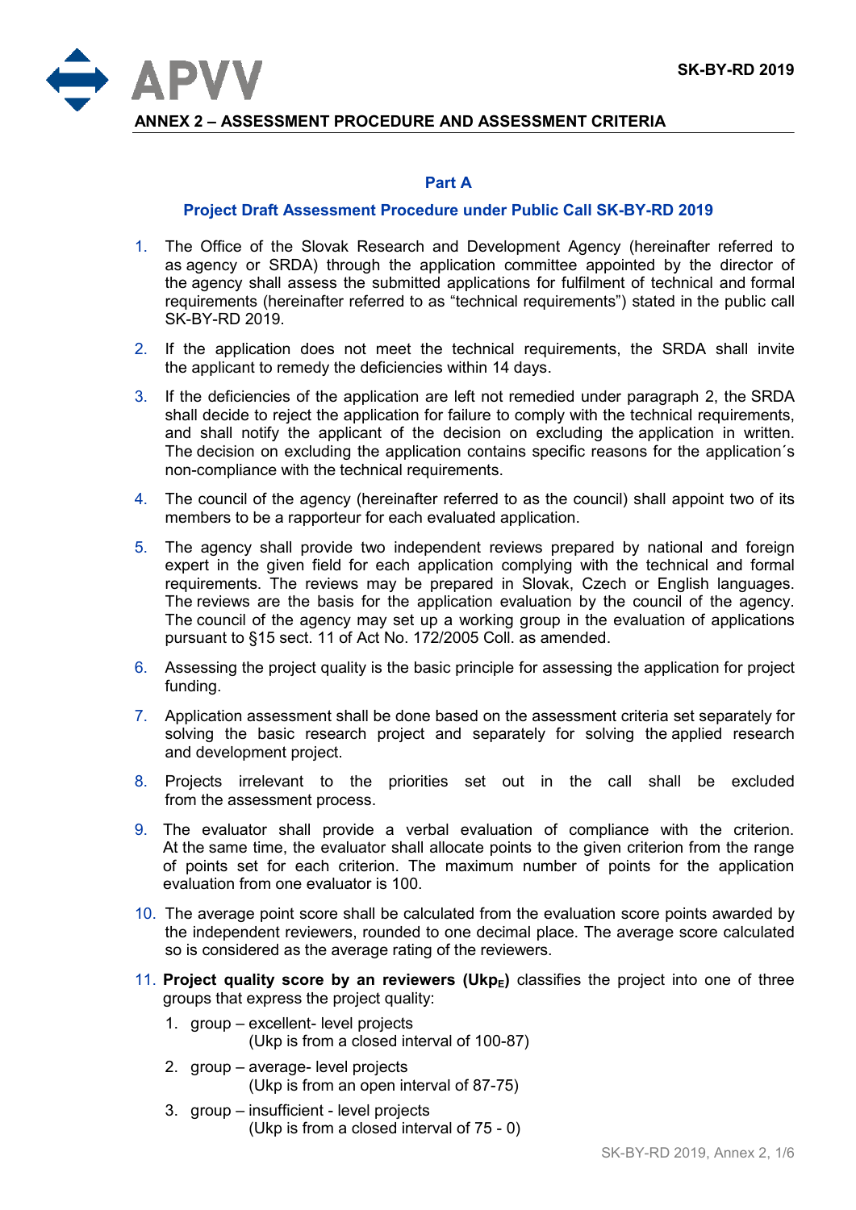## ANNEX 2 – ASSESSMENT PROCEDURE AND ASSESSMENT CRITERIA

### Part A

### Project Draft Assessment Procedure under Public Call SK-BY-RD 2019

1. The Office of the Slovak Research and Development Agency (hereinafter referred to as agency or SRDA) through the application committee appointed by the director of the agency shall assess the submitted applications for fulfilment of technical and formal requirements (hereinafter referred to as "technical requirements") stated in the public call SK-BY-RD 2019.
2. If the application does not meet the technical requirements, the SRDA shall invite the applicant to remedy the deficiencies within 14 days.
3. If the deficiencies of the application are left not remedied under paragraph 2, the SRDA shall decide to reject the application for failure to comply with the technical requirements, and shall notify the applicant of the decision on excluding the application in written. The decision on excluding the application contains specific reasons for the application´s non-compliance with the technical requirements.
4. The council of the agency (hereinafter referred to as the council) shall appoint two of its members to be a rapporteur for each evaluated application.
5. The agency shall provide two independent reviews prepared by national and foreign expert in the given field for each application complying with the technical and formal requirements. The reviews may be prepared in Slovak, Czech or English languages. The reviews are the basis for the application evaluation by the council of the agency. The council of the agency may set up a working group in the evaluation of applications pursuant to §15 sect. 11 of Act No. 172/2005 Coll. as amended.
6. Assessing the project quality is the basic principle for assessing the application for project funding.
7. Application assessment shall be done based on the assessment criteria set separately for solving the basic research project and separately for solving the applied research and development project.
8. Projects irrelevant to the priorities set out in the call shall be excluded from the assessment process.
9. The evaluator shall provide a verbal evaluation of compliance with the criterion. At the same time, the evaluator shall allocate points to the given criterion from the range of points set for each criterion. The maximum number of points for the application evaluation from one evaluator is 100.
10. The average point score shall be calculated from the evaluation score points awarded by the independent reviewers, rounded to one decimal place. The average score calculated so is considered as the average rating of the reviewers.
11. **Project quality score by an reviewers ($Ukp_E$)** classifies the project into one of three groups that express the project quality:
    1. group – excellent- level projects
       (Ukp is from a closed interval of 100-87)
    2. group – average- level projects
       (Ukp is from an open interval of 87-75)
    3. group – insufficient - level projects
       (Ukp is from a closed interval of 75 - 0)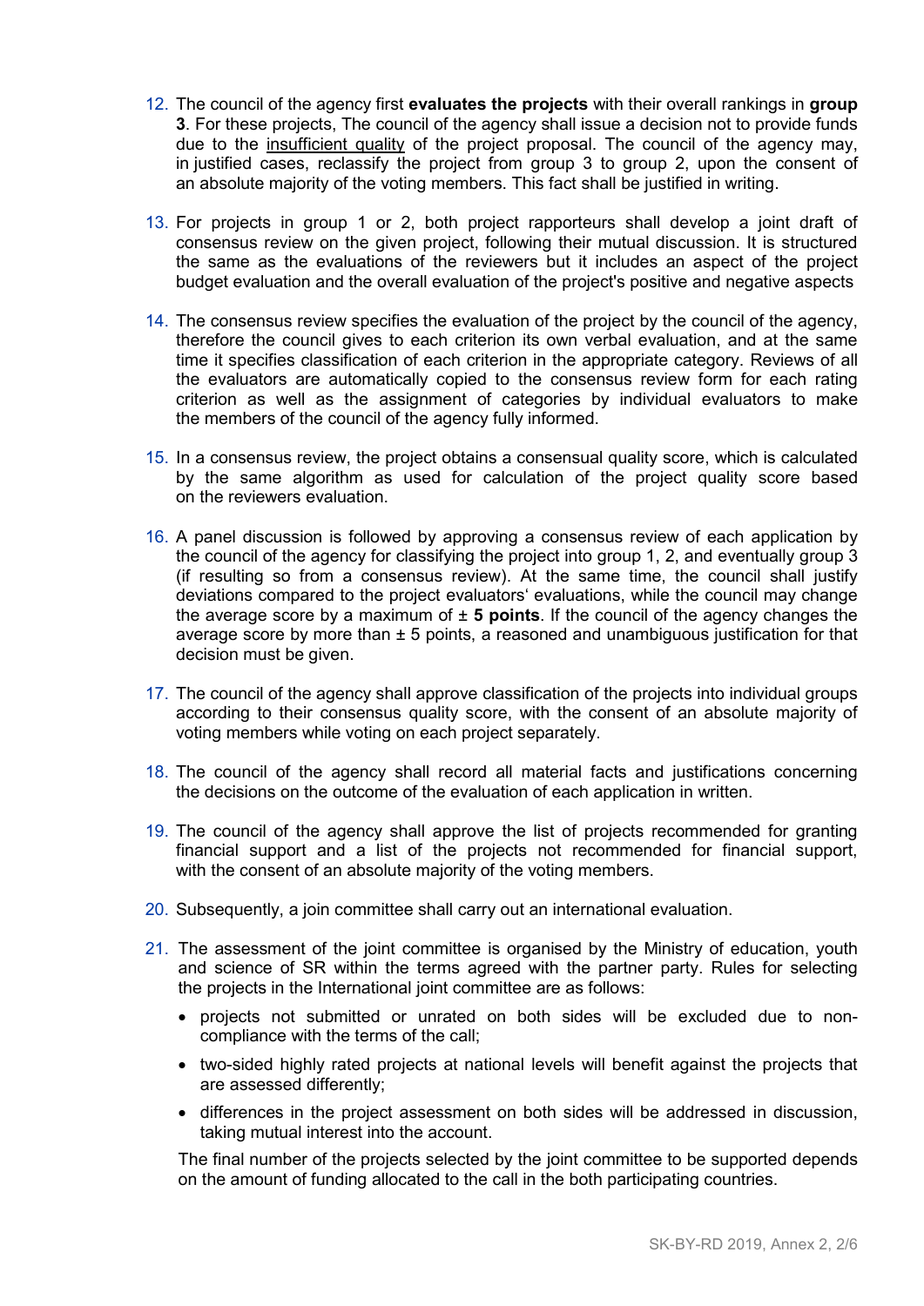12. The council of the agency first **evaluates the projects** with their overall rankings in **group 3**. For these projects, The council of the agency shall issue a decision not to provide funds due to the insufficient quality of the project proposal. The council of the agency may, in justified cases, reclassify the project from group 3 to group 2, upon the consent of an absolute majority of the voting members. This fact shall be justified in writing.

13. For projects in group 1 or 2, both project rapporteurs shall develop a joint draft of consensus review on the given project, following their mutual discussion. It is structured the same as the evaluations of the reviewers but it includes an aspect of the project budget evaluation and the overall evaluation of the project's positive and negative aspects

14. The consensus review specifies the evaluation of the project by the council of the agency, therefore the council gives to each criterion its own verbal evaluation, and at the same time it specifies classification of each criterion in the appropriate category. Reviews of all the evaluators are automatically copied to the consensus review form for each rating criterion as well as the assignment of categories by individual evaluators to make the members of the council of the agency fully informed.

15. In a consensus review, the project obtains a consensual quality score, which is calculated by the same algorithm as used for calculation of the project quality score based on the reviewers evaluation.

16. A panel discussion is followed by approving a consensus review of each application by the council of the agency for classifying the project into group 1, 2, and eventually group 3 (if resulting so from a consensus review). At the same time, the council shall justify deviations compared to the project evaluators' evaluations, while the council may change the average score by a maximum of ± **5 points**. If the council of the agency changes the average score by more than ± 5 points, a reasoned and unambiguous justification for that decision must be given.

17. The council of the agency shall approve classification of the projects into individual groups according to their consensus quality score, with the consent of an absolute majority of voting members while voting on each project separately.

18. The council of the agency shall record all material facts and justifications concerning the decisions on the outcome of the evaluation of each application in written.

19. The council of the agency shall approve the list of projects recommended for granting financial support and a list of the projects not recommended for financial support, with the consent of an absolute majority of the voting members.

20. Subsequently, a join committee shall carry out an international evaluation.

21. The assessment of the joint committee is organised by the Ministry of education, youth and science of SR within the terms agreed with the partner party. Rules for selecting the projects in the International joint committee are as follows:

    - projects not submitted or unrated on both sides will be excluded due to non-compliance with the terms of the call;
    - two-sided highly rated projects at national levels will benefit against the projects that are assessed differently;
    - differences in the project assessment on both sides will be addressed in discussion, taking mutual interest into the account.

    The final number of the projects selected by the joint committee to be supported depends on the amount of funding allocated to the call in the both participating countries.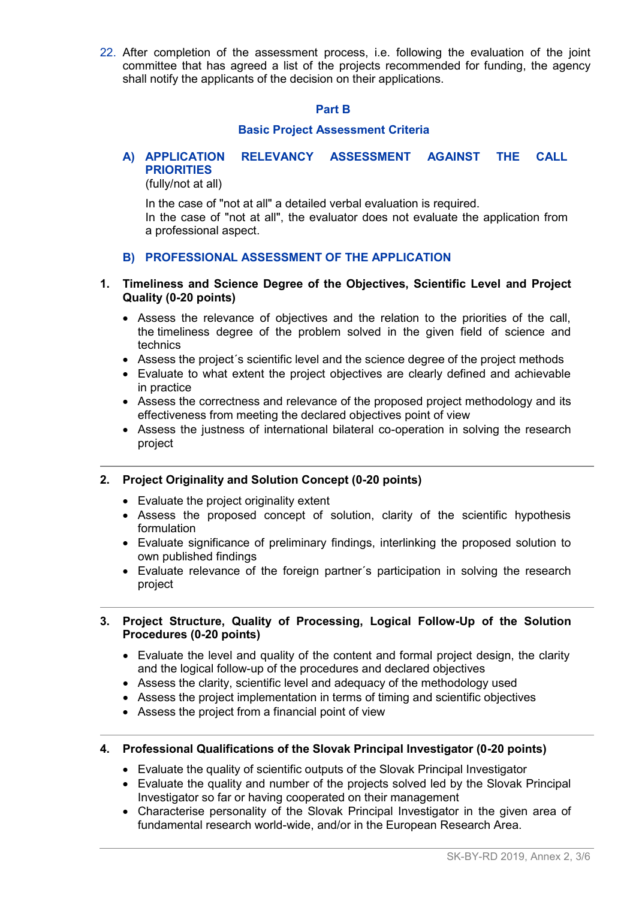22. After completion of the assessment process, i.e. following the evaluation of the joint committee that has agreed a list of the projects recommended for funding, the agency shall notify the applicants of the decision on their applications.

## Part B

### Basic Project Assessment Criteria

#### A) APPLICATION RELEVANCY ASSESSMENT AGAINST THE CALL PRIORITIES

(fully/not at all)

In the case of "not at all" a detailed verbal evaluation is required.
In the case of "not at all", the evaluator does not evaluate the application from a professional aspect.

#### B) PROFESSIONAL ASSESSMENT OF THE APPLICATION

**1. Timeliness and Science Degree of the Objectives, Scientific Level and Project Quality (0-20 points)**

- Assess the relevance of objectives and the relation to the priorities of the call, the timeliness degree of the problem solved in the given field of science and technics
- Assess the project´s scientific level and the science degree of the project methods
- Evaluate to what extent the project objectives are clearly defined and achievable in practice
- Assess the correctness and relevance of the proposed project methodology and its effectiveness from meeting the declared objectives point of view
- Assess the justness of international bilateral co-operation in solving the research project

---

**2. Project Originality and Solution Concept (0-20 points)**

- Evaluate the project originality extent
- Assess the proposed concept of solution, clarity of the scientific hypothesis formulation
- Evaluate significance of preliminary findings, interlinking the proposed solution to own published findings
- Evaluate relevance of the foreign partner´s participation in solving the research project

---

**3. Project Structure, Quality of Processing, Logical Follow-Up of the Solution Procedures (0-20 points)**

- Evaluate the level and quality of the content and formal project design, the clarity and the logical follow-up of the procedures and declared objectives
- Assess the clarity, scientific level and adequacy of the methodology used
- Assess the project implementation in terms of timing and scientific objectives
- Assess the project from a financial point of view

---

**4. Professional Qualifications of the Slovak Principal Investigator (0-20 points)**

- Evaluate the quality of scientific outputs of the Slovak Principal Investigator
- Evaluate the quality and number of the projects solved led by the Slovak Principal Investigator so far or having cooperated on their management
- Characterise personality of the Slovak Principal Investigator in the given area of fundamental research world-wide, and/or in the European Research Area.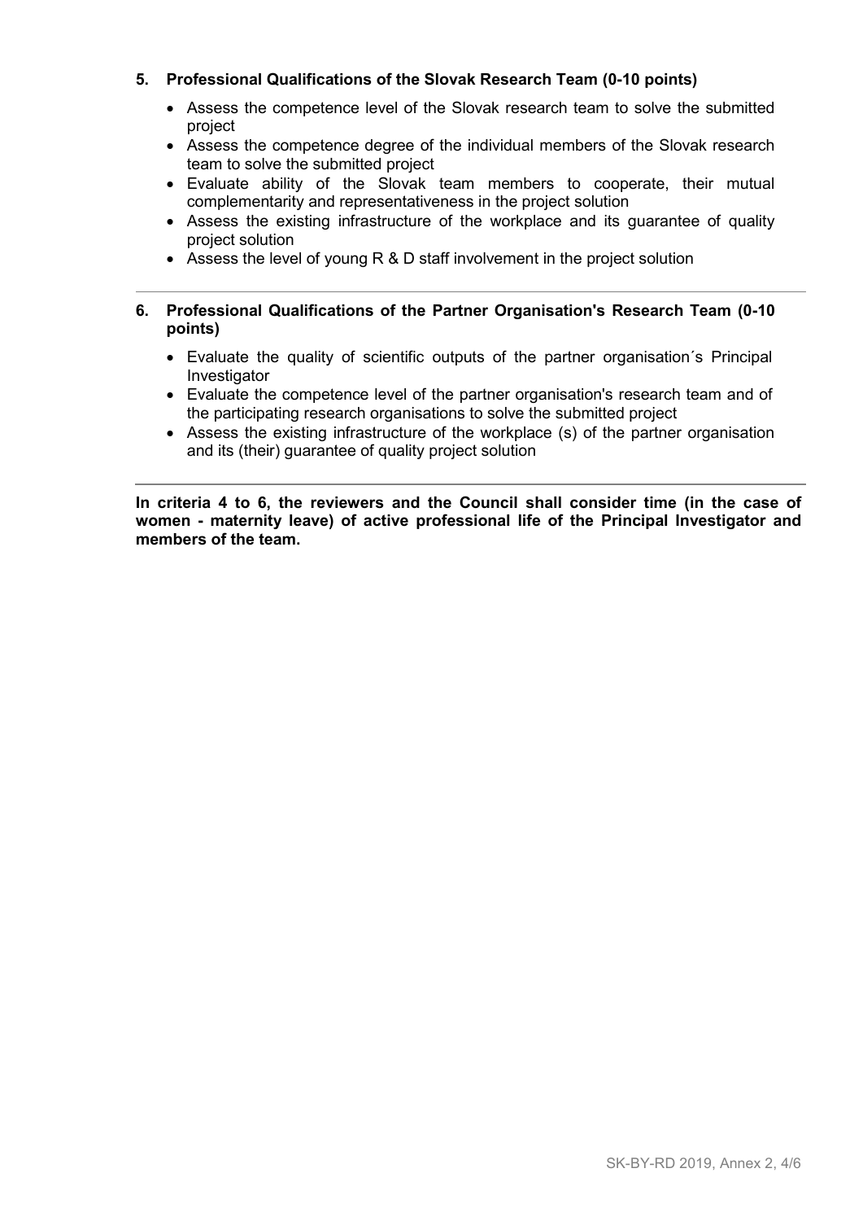**5. Professional Qualifications of the Slovak Research Team (0-10 points)**

- Assess the competence level of the Slovak research team to solve the submitted project
- Assess the competence degree of the individual members of the Slovak research team to solve the submitted project
- Evaluate ability of the Slovak team members to cooperate, their mutual complementarity and representativeness in the project solution
- Assess the existing infrastructure of the workplace and its guarantee of quality project solution
- Assess the level of young R & D staff involvement in the project solution

---

**6. Professional Qualifications of the Partner Organisation's Research Team (0-10 points)**

- Evaluate the quality of scientific outputs of the partner organisation´s Principal Investigator
- Evaluate the competence level of the partner organisation's research team and of the participating research organisations to solve the submitted project
- Assess the existing infrastructure of the workplace (s) of the partner organisation and its (their) guarantee of quality project solution

---

**In criteria 4 to 6, the reviewers and the Council shall consider time (in the case of women - maternity leave) of active professional life of the Principal Investigator and members of the team.**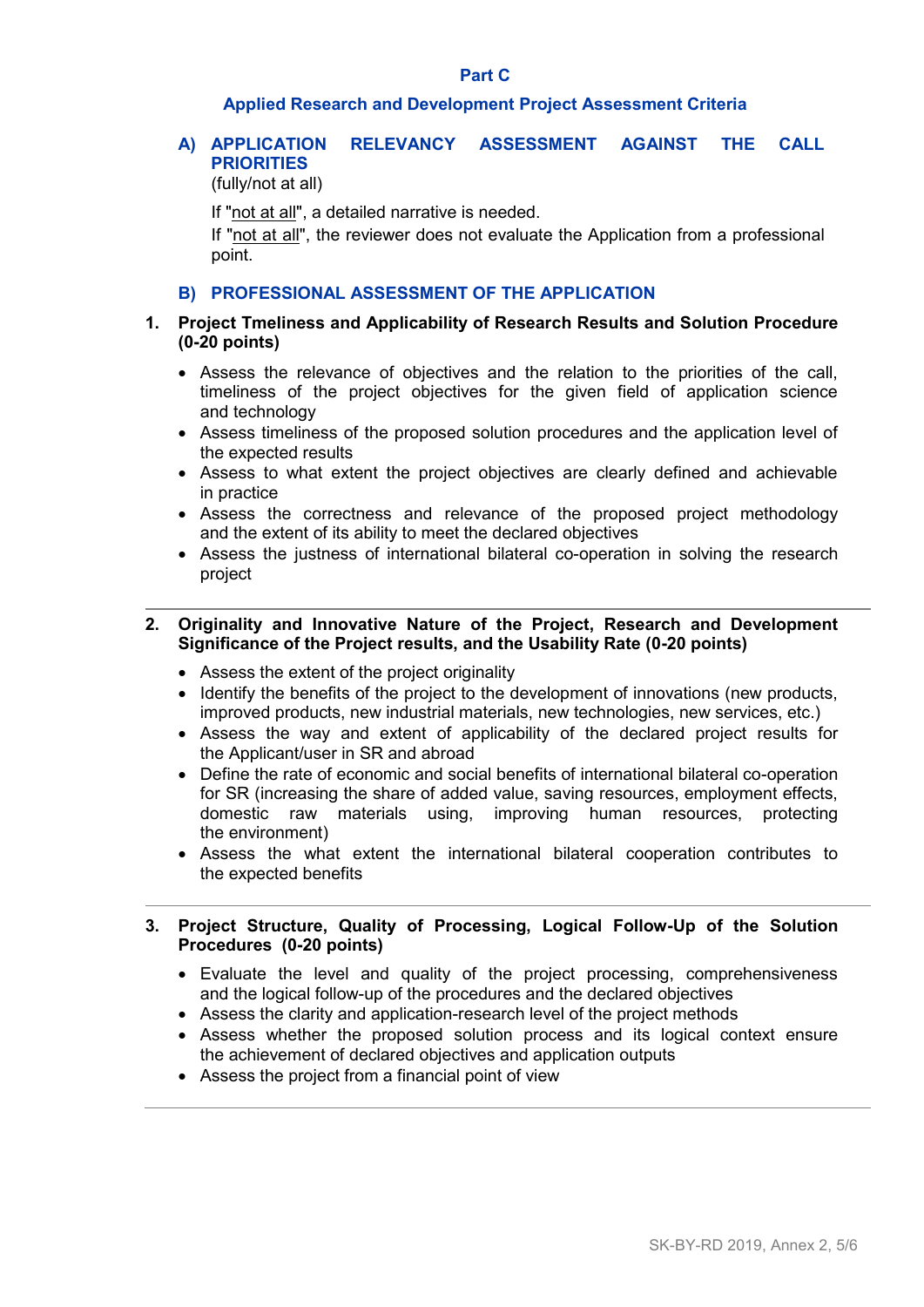## Part C

## Applied Research and Development Project Assessment Criteria

### A) APPLICATION RELEVANCY ASSESSMENT AGAINST THE CALL PRIORITIES

(fully/not at all)

If "not at all", a detailed narrative is needed.
If "not at all", the reviewer does not evaluate the Application from a professional point.

### B) PROFESSIONAL ASSESSMENT OF THE APPLICATION

**1. Project Tmeliness and Applicability of Research Results and Solution Procedure (0-20 points)**

- Assess the relevance of objectives and the relation to the priorities of the call, timeliness of the project objectives for the given field of application science and technology
- Assess timeliness of the proposed solution procedures and the application level of the expected results
- Assess to what extent the project objectives are clearly defined and achievable in practice
- Assess the correctness and relevance of the proposed project methodology and the extent of its ability to meet the declared objectives
- Assess the justness of international bilateral co-operation in solving the research project

---

**2. Originality and Innovative Nature of the Project, Research and Development Significance of the Project results, and the Usability Rate (0-20 points)**

- Assess the extent of the project originality
- Identify the benefits of the project to the development of innovations (new products, improved products, new industrial materials, new technologies, new services, etc.)
- Assess the way and extent of applicability of the declared project results for the Applicant/user in SR and abroad
- Define the rate of economic and social benefits of international bilateral co-operation for SR (increasing the share of added value, saving resources, employment effects, domestic raw materials using, improving human resources, protecting the environment)
- Assess the what extent the international bilateral cooperation contributes to the expected benefits

---

**3. Project Structure, Quality of Processing, Logical Follow-Up of the Solution Procedures (0-20 points)**

- Evaluate the level and quality of the project processing, comprehensiveness and the logical follow-up of the procedures and the declared objectives
- Assess the clarity and application-research level of the project methods
- Assess whether the proposed solution process and its logical context ensure the achievement of declared objectives and application outputs
- Assess the project from a financial point of view

---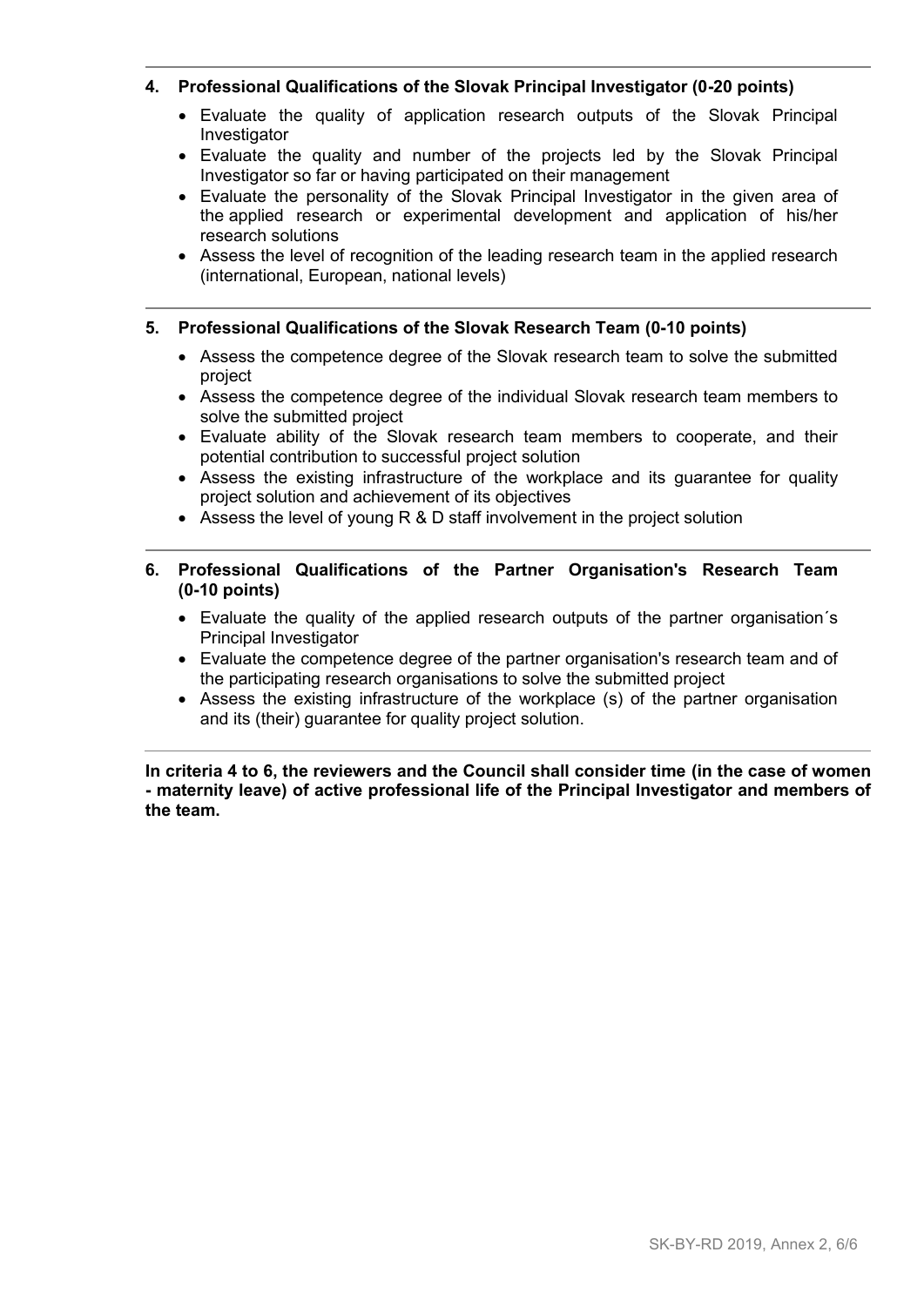**4. Professional Qualifications of the Slovak Principal Investigator (0-20 points)**

- Evaluate the quality of application research outputs of the Slovak Principal Investigator
- Evaluate the quality and number of the projects led by the Slovak Principal Investigator so far or having participated on their management
- Evaluate the personality of the Slovak Principal Investigator in the given area of the applied research or experimental development and application of his/her research solutions
- Assess the level of recognition of the leading research team in the applied research (international, European, national levels)

**5. Professional Qualifications of the Slovak Research Team (0-10 points)**

- Assess the competence degree of the Slovak research team to solve the submitted project
- Assess the competence degree of the individual Slovak research team members to solve the submitted project
- Evaluate ability of the Slovak research team members to cooperate, and their potential contribution to successful project solution
- Assess the existing infrastructure of the workplace and its guarantee for quality project solution and achievement of its objectives
- Assess the level of young R & D staff involvement in the project solution

**6. Professional Qualifications of the Partner Organisation's Research Team (0-10 points)**

- Evaluate the quality of the applied research outputs of the partner organisation´s Principal Investigator
- Evaluate the competence degree of the partner organisation's research team and of the participating research organisations to solve the submitted project
- Assess the existing infrastructure of the workplace (s) of the partner organisation and its (their) guarantee for quality project solution.

**In criteria 4 to 6, the reviewers and the Council shall consider time (in the case of women - maternity leave) of active professional life of the Principal Investigator and members of the team.**